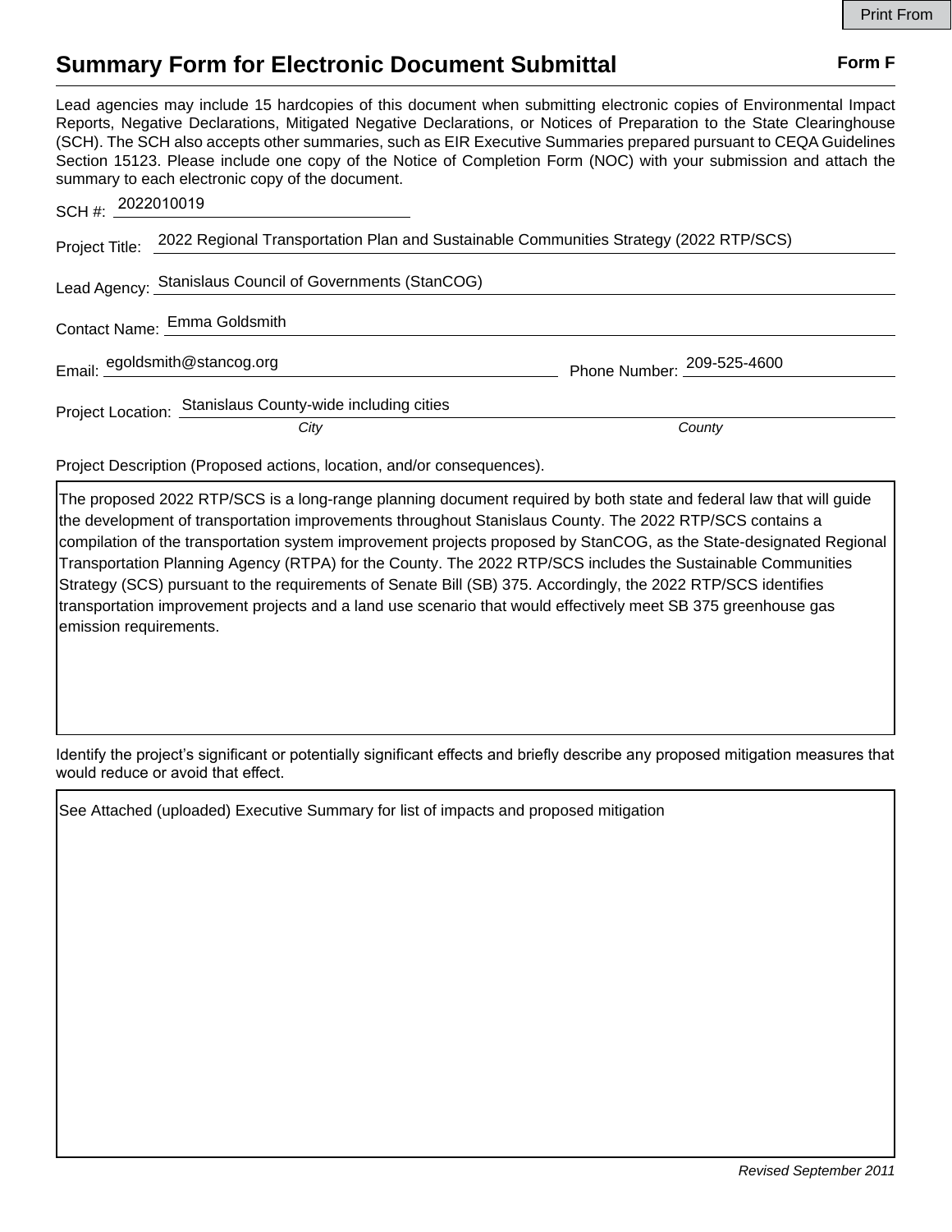# Summary Form for Electronic Document Submittal

**Form F**

Lead agencies may include 15 hardcopies of this document when submitting electronic copies of Environmental Impact Reports, Negative Declarations, Mitigated Negative Declarations, or Notices of Preparation to the State Clearinghouse (SCH). The SCH also accepts other summaries, such as EIR Executive Summaries prepared pursuant to CEQA Guidelines Section 15123. Please include one copy of the Notice of Completion Form (NOC) with your submission and attach the summary to each electronic copy of the document.

SCH #: 2022010019

Project Title: 2022 Regional Transportation Plan and Sustainable Communities Strategy (2022 RTP/SCS)

Lead Agency: Stanislaus Council of Governments (StanCOG)

Contact Name: Emma Goldsmith

Email: egoldsmith@stancog.org

Phone Number: 209-525-4600

Project Location: Stanislaus County-wide including cities

*City* *County*

Project Description (Proposed actions, location, and/or consequences).

The proposed 2022 RTP/SCS is a long-range planning document required by both state and federal law that will guide the development of transportation improvements throughout Stanislaus County. The 2022 RTP/SCS contains a compilation of the transportation system improvement projects proposed by StanCOG, as the State-designated Regional Transportation Planning Agency (RTPA) for the County. The 2022 RTP/SCS includes the Sustainable Communities Strategy (SCS) pursuant to the requirements of Senate Bill (SB) 375. Accordingly, the 2022 RTP/SCS identifies transportation improvement projects and a land use scenario that would effectively meet SB 375 greenhouse gas emission requirements.

Identify the project's significant or potentially significant effects and briefly describe any proposed mitigation measures that would reduce or avoid that effect.

See Attached (uploaded) Executive Summary for list of impacts and proposed mitigation

*Revised September 2011*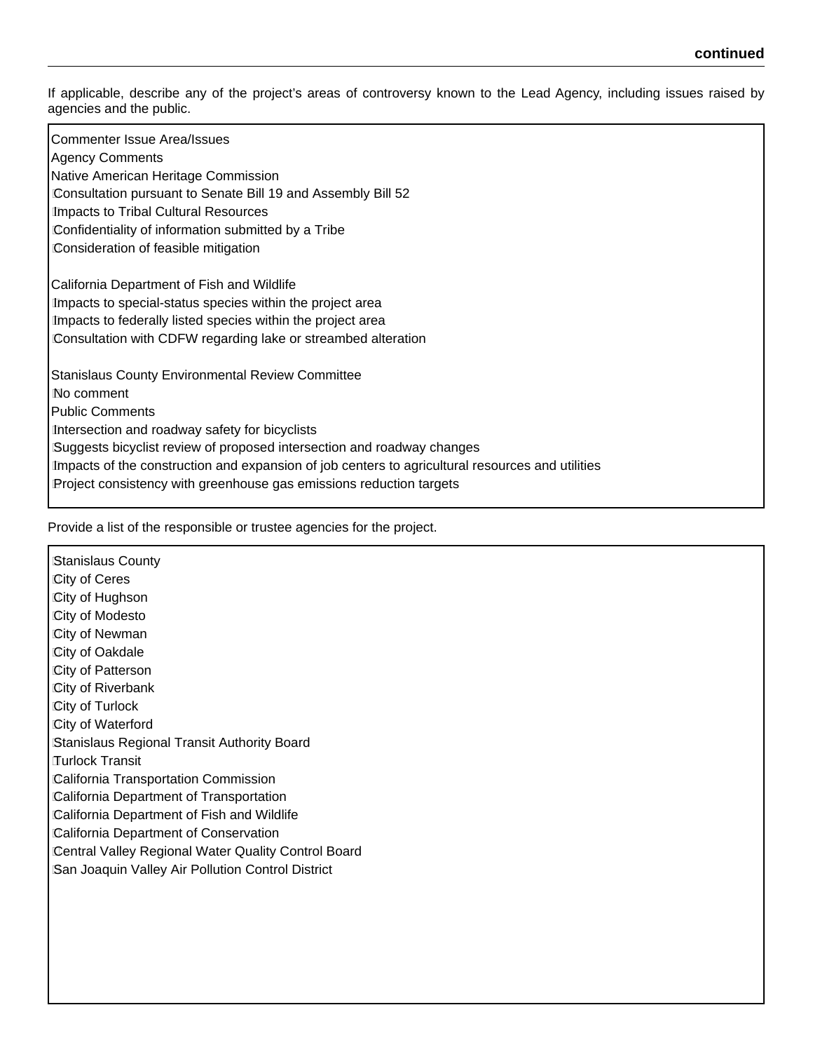**continued**

If applicable, describe any of the project's areas of controversy known to the Lead Agency, including issues raised by agencies and the public.

Commenter Issue Area/Issues

Agency Comments

Native American Heritage Commission

- Consultation pursuant to Senate Bill 19 and Assembly Bill 52
- Impacts to Tribal Cultural Resources
- Confidentiality of information submitted by a Tribe
- Consideration of feasible mitigation

California Department of Fish and Wildlife

- Impacts to special-status species within the project area
- Impacts to federally listed species within the project area
- Consultation with CDFW regarding lake or streambed alteration

Stanislaus County Environmental Review Committee

- No comment

Public Comments

- Intersection and roadway safety for bicyclists
- Suggests bicyclist review of proposed intersection and roadway changes
- Impacts of the construction and expansion of job centers to agricultural resources and utilities
- Project consistency with greenhouse gas emissions reduction targets

Provide a list of the responsible or trustee agencies for the project.

- Stanislaus County
- City of Ceres
- City of Hughson
- City of Modesto
- City of Newman
- City of Oakdale
- City of Patterson
- City of Riverbank
- City of Turlock
- City of Waterford
- Stanislaus Regional Transit Authority Board
- Turlock Transit
- California Transportation Commission
- California Department of Transportation
- California Department of Fish and Wildlife
- California Department of Conservation
- Central Valley Regional Water Quality Control Board
- San Joaquin Valley Air Pollution Control District